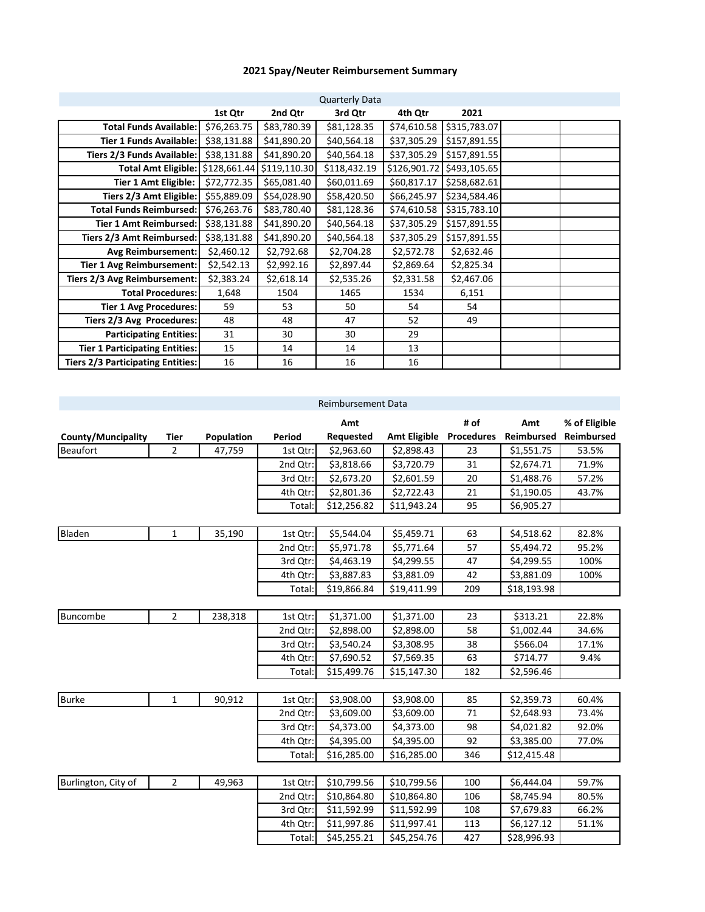# 2021 Spay/Neuter Reimbursement Summary

| Quarterly Data | | | | | | | |
|---|---|---|---|---|---|---|---|
| | 1st Qtr | 2nd Qtr | 3rd Qtr | 4th Qtr | 2021 | | |
| Total Funds Available: | $76,263.75 | $83,780.39 | $81,128.35 | $74,610.58 | $315,783.07 | | |
| Tier 1 Funds Available: | $38,131.88 | $41,890.20 | $40,564.18 | $37,305.29 | $157,891.55 | | |
| Tiers 2/3 Funds Available: | $38,131.88 | $41,890.20 | $40,564.18 | $37,305.29 | $157,891.55 | | |
| Total Amt Eligible: | $128,661.44 | $119,110.30 | $118,432.19 | $126,901.72 | $493,105.65 | | |
| Tier 1 Amt Eligible: | $72,772.35 | $65,081.40 | $60,011.69 | $60,817.17 | $258,682.61 | | |
| Tiers 2/3 Amt Eligible: | $55,889.09 | $54,028.90 | $58,420.50 | $66,245.97 | $234,584.46 | | |
| Total Funds Reimbursed: | $76,263.76 | $83,780.40 | $81,128.36 | $74,610.58 | $315,783.10 | | |
| Tier 1 Amt Reimbursed: | $38,131.88 | $41,890.20 | $40,564.18 | $37,305.29 | $157,891.55 | | |
| Tiers 2/3 Amt Reimbursed: | $38,131.88 | $41,890.20 | $40,564.18 | $37,305.29 | $157,891.55 | | |
| Avg Reimbursement: | $2,460.12 | $2,792.68 | $2,704.28 | $2,572.78 | $2,632.46 | | |
| Tier 1 Avg Reimbursement: | $2,542.13 | $2,992.16 | $2,897.44 | $2,869.64 | $2,825.34 | | |
| Tiers 2/3 Avg Reimbursement: | $2,383.24 | $2,618.14 | $2,535.26 | $2,331.58 | $2,467.06 | | |
| Total Procedures: | 1,648 | 1504 | 1465 | 1534 | 6,151 | | |
| Tier 1 Avg Procedures: | 59 | 53 | 50 | 54 | 54 | | |
| Tiers 2/3 Avg Procedures: | 48 | 48 | 47 | 52 | 49 | | |
| Participating Entities: | 31 | 30 | 30 | 29 | | | |
| Tier 1 Participating Entities: | 15 | 14 | 14 | 13 | | | |
| Tiers 2/3 Participating Entities: | 16 | 16 | 16 | 16 | | | |

| Reimbursement Data | | | | | | | | |
|---|---|---|---|---|---|---|---|---|
| County/Muncipality | Tier | Population | Period | Amt Requested | Amt Eligible | # of Procedures | Amt Reimbursed | % of Eligible Reimbursed |
| Beaufort | 2 | 47,759 | 1st Qtr: | $2,963.60 | $2,898.43 | 23 | $1,551.75 | 53.5% |
| | | | 2nd Qtr: | $3,818.66 | $3,720.79 | 31 | $2,674.71 | 71.9% |
| | | | 3rd Qtr: | $2,673.20 | $2,601.59 | 20 | $1,488.76 | 57.2% |
| | | | 4th Qtr: | $2,801.36 | $2,722.43 | 21 | $1,190.05 | 43.7% |
| | | | Total: | $12,256.82 | $11,943.24 | 95 | $6,905.27 | |
| Bladen | 1 | 35,190 | 1st Qtr: | $5,544.04 | $5,459.71 | 63 | $4,518.62 | 82.8% |
| | | | 2nd Qtr: | $5,971.78 | $5,771.64 | 57 | $5,494.72 | 95.2% |
| | | | 3rd Qtr: | $4,463.19 | $4,299.55 | 47 | $4,299.55 | 100% |
| | | | 4th Qtr: | $3,887.83 | $3,881.09 | 42 | $3,881.09 | 100% |
| | | | Total: | $19,866.84 | $19,411.99 | 209 | $18,193.98 | |
| Buncombe | 2 | 238,318 | 1st Qtr: | $1,371.00 | $1,371.00 | 23 | $313.21 | 22.8% |
| | | | 2nd Qtr: | $2,898.00 | $2,898.00 | 58 | $1,002.44 | 34.6% |
| | | | 3rd Qtr: | $3,540.24 | $3,308.95 | 38 | $566.04 | 17.1% |
| | | | 4th Qtr: | $7,690.52 | $7,569.35 | 63 | $714.77 | 9.4% |
| | | | Total: | $15,499.76 | $15,147.30 | 182 | $2,596.46 | |
| Burke | 1 | 90,912 | 1st Qtr: | $3,908.00 | $3,908.00 | 85 | $2,359.73 | 60.4% |
| | | | 2nd Qtr: | $3,609.00 | $3,609.00 | 71 | $2,648.93 | 73.4% |
| | | | 3rd Qtr: | $4,373.00 | $4,373.00 | 98 | $4,021.82 | 92.0% |
| | | | 4th Qtr: | $4,395.00 | $4,395.00 | 92 | $3,385.00 | 77.0% |
| | | | Total: | $16,285.00 | $16,285.00 | 346 | $12,415.48 | |
| Burlington, City of | 2 | 49,963 | 1st Qtr: | $10,799.56 | $10,799.56 | 100 | $6,444.04 | 59.7% |
| | | | 2nd Qtr: | $10,864.80 | $10,864.80 | 106 | $8,745.94 | 80.5% |
| | | | 3rd Qtr: | $11,592.99 | $11,592.99 | 108 | $7,679.83 | 66.2% |
| | | | 4th Qtr: | $11,997.86 | $11,997.41 | 113 | $6,127.12 | 51.1% |
| | | | Total: | $45,255.21 | $45,254.76 | 427 | $28,996.93 | |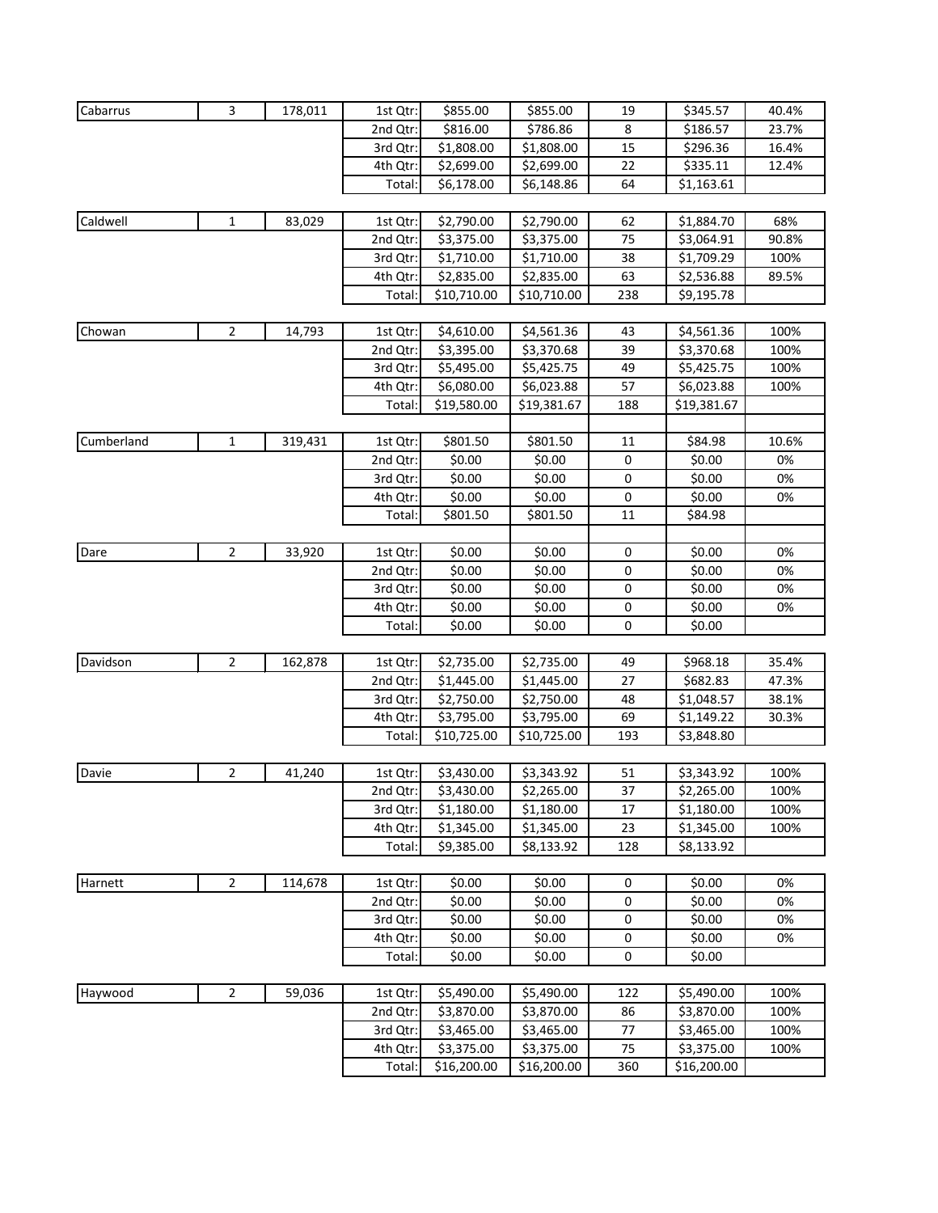| | | | | | | | | |
|---|---|---|---|---|---|---|---|---|
| Cabarrus | 3 | 178,011 | 1st Qtr: | $855.00 | $855.00 | 19 | $345.57 | 40.4% |
| | | | 2nd Qtr: | $816.00 | $786.86 | 8 | $186.57 | 23.7% |
| | | | 3rd Qtr: | $1,808.00 | $1,808.00 | 15 | $296.36 | 16.4% |
| | | | 4th Qtr: | $2,699.00 | $2,699.00 | 22 | $335.11 | 12.4% |
| | | | Total: | $6,178.00 | $6,148.86 | 64 | $1,163.61 | |
| Caldwell | 1 | 83,029 | 1st Qtr: | $2,790.00 | $2,790.00 | 62 | $1,884.70 | 68% |
| | | | 2nd Qtr: | $3,375.00 | $3,375.00 | 75 | $3,064.91 | 90.8% |
| | | | 3rd Qtr: | $1,710.00 | $1,710.00 | 38 | $1,709.29 | 100% |
| | | | 4th Qtr: | $2,835.00 | $2,835.00 | 63 | $2,536.88 | 89.5% |
| | | | Total: | $10,710.00 | $10,710.00 | 238 | $9,195.78 | |
| Chowan | 2 | 14,793 | 1st Qtr: | $4,610.00 | $4,561.36 | 43 | $4,561.36 | 100% |
| | | | 2nd Qtr: | $3,395.00 | $3,370.68 | 39 | $3,370.68 | 100% |
| | | | 3rd Qtr: | $5,495.00 | $5,425.75 | 49 | $5,425.75 | 100% |
| | | | 4th Qtr: | $6,080.00 | $6,023.88 | 57 | $6,023.88 | 100% |
| | | | Total: | $19,580.00 | $19,381.67 | 188 | $19,381.67 | |
| Cumberland | 1 | 319,431 | 1st Qtr: | $801.50 | $801.50 | 11 | $84.98 | 10.6% |
| | | | 2nd Qtr: | $0.00 | $0.00 | 0 | $0.00 | 0% |
| | | | 3rd Qtr: | $0.00 | $0.00 | 0 | $0.00 | 0% |
| | | | 4th Qtr: | $0.00 | $0.00 | 0 | $0.00 | 0% |
| | | | Total: | $801.50 | $801.50 | 11 | $84.98 | |
| Dare | 2 | 33,920 | 1st Qtr: | $0.00 | $0.00 | 0 | $0.00 | 0% |
| | | | 2nd Qtr: | $0.00 | $0.00 | 0 | $0.00 | 0% |
| | | | 3rd Qtr: | $0.00 | $0.00 | 0 | $0.00 | 0% |
| | | | 4th Qtr: | $0.00 | $0.00 | 0 | $0.00 | 0% |
| | | | Total: | $0.00 | $0.00 | 0 | $0.00 | |
| Davidson | 2 | 162,878 | 1st Qtr: | $2,735.00 | $2,735.00 | 49 | $968.18 | 35.4% |
| | | | 2nd Qtr: | $1,445.00 | $1,445.00 | 27 | $682.83 | 47.3% |
| | | | 3rd Qtr: | $2,750.00 | $2,750.00 | 48 | $1,048.57 | 38.1% |
| | | | 4th Qtr: | $3,795.00 | $3,795.00 | 69 | $1,149.22 | 30.3% |
| | | | Total: | $10,725.00 | $10,725.00 | 193 | $3,848.80 | |
| Davie | 2 | 41,240 | 1st Qtr: | $3,430.00 | $3,343.92 | 51 | $3,343.92 | 100% |
| | | | 2nd Qtr: | $3,430.00 | $2,265.00 | 37 | $2,265.00 | 100% |
| | | | 3rd Qtr: | $1,180.00 | $1,180.00 | 17 | $1,180.00 | 100% |
| | | | 4th Qtr: | $1,345.00 | $1,345.00 | 23 | $1,345.00 | 100% |
| | | | Total: | $9,385.00 | $8,133.92 | 128 | $8,133.92 | |
| Harnett | 2 | 114,678 | 1st Qtr: | $0.00 | $0.00 | 0 | $0.00 | 0% |
| | | | 2nd Qtr: | $0.00 | $0.00 | 0 | $0.00 | 0% |
| | | | 3rd Qtr: | $0.00 | $0.00 | 0 | $0.00 | 0% |
| | | | 4th Qtr: | $0.00 | $0.00 | 0 | $0.00 | 0% |
| | | | Total: | $0.00 | $0.00 | 0 | $0.00 | |
| Haywood | 2 | 59,036 | 1st Qtr: | $5,490.00 | $5,490.00 | 122 | $5,490.00 | 100% |
| | | | 2nd Qtr: | $3,870.00 | $3,870.00 | 86 | $3,870.00 | 100% |
| | | | 3rd Qtr: | $3,465.00 | $3,465.00 | 77 | $3,465.00 | 100% |
| | | | 4th Qtr: | $3,375.00 | $3,375.00 | 75 | $3,375.00 | 100% |
| | | | Total: | $16,200.00 | $16,200.00 | 360 | $16,200.00 | |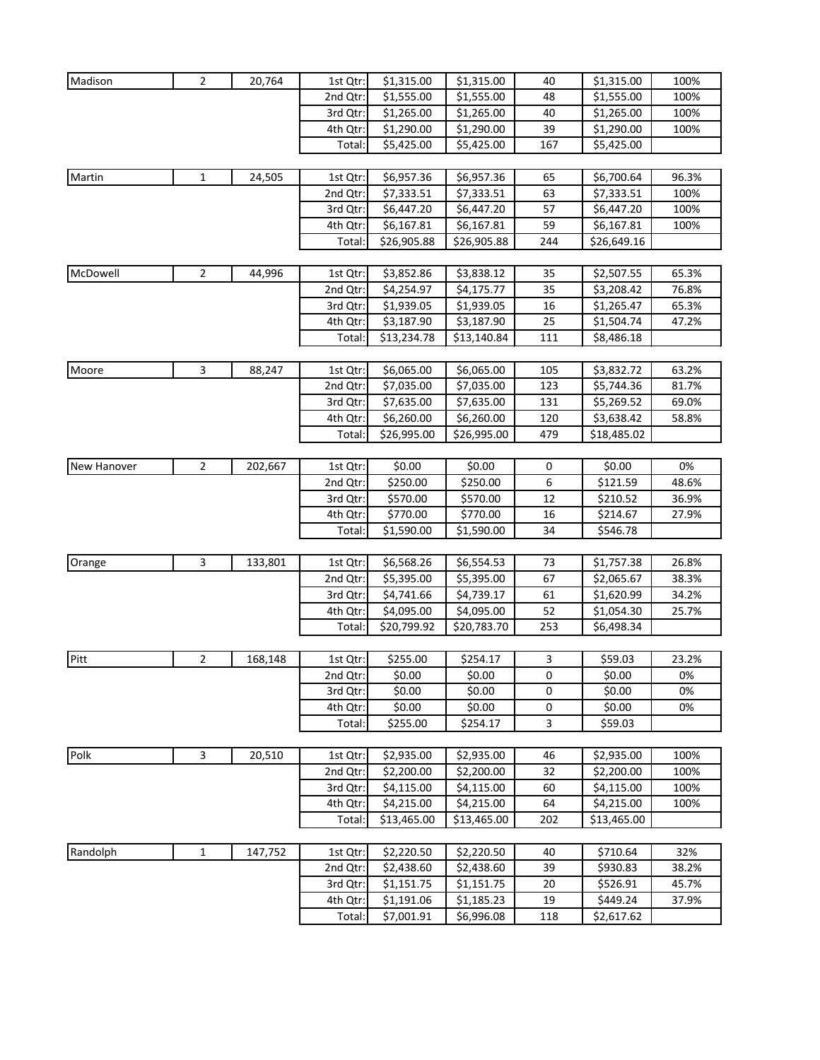| | | | | | | | | |
|---|---|---|---|---|---|---|---|---|
| Madison | 2 | 20,764 | 1st Qtr: | $1,315.00 | $1,315.00 | 40 | $1,315.00 | 100% |
| | | | 2nd Qtr: | $1,555.00 | $1,555.00 | 48 | $1,555.00 | 100% |
| | | | 3rd Qtr: | $1,265.00 | $1,265.00 | 40 | $1,265.00 | 100% |
| | | | 4th Qtr: | $1,290.00 | $1,290.00 | 39 | $1,290.00 | 100% |
| | | | Total: | $5,425.00 | $5,425.00 | 167 | $5,425.00 | |
| Martin | 1 | 24,505 | 1st Qtr: | $6,957.36 | $6,957.36 | 65 | $6,700.64 | 96.3% |
| | | | 2nd Qtr: | $7,333.51 | $7,333.51 | 63 | $7,333.51 | 100% |
| | | | 3rd Qtr: | $6,447.20 | $6,447.20 | 57 | $6,447.20 | 100% |
| | | | 4th Qtr: | $6,167.81 | $6,167.81 | 59 | $6,167.81 | 100% |
| | | | Total: | $26,905.88 | $26,905.88 | 244 | $26,649.16 | |
| McDowell | 2 | 44,996 | 1st Qtr: | $3,852.86 | $3,838.12 | 35 | $2,507.55 | 65.3% |
| | | | 2nd Qtr: | $4,254.97 | $4,175.77 | 35 | $3,208.42 | 76.8% |
| | | | 3rd Qtr: | $1,939.05 | $1,939.05 | 16 | $1,265.47 | 65.3% |
| | | | 4th Qtr: | $3,187.90 | $3,187.90 | 25 | $1,504.74 | 47.2% |
| | | | Total: | $13,234.78 | $13,140.84 | 111 | $8,486.18 | |
| Moore | 3 | 88,247 | 1st Qtr: | $6,065.00 | $6,065.00 | 105 | $3,832.72 | 63.2% |
| | | | 2nd Qtr: | $7,035.00 | $7,035.00 | 123 | $5,744.36 | 81.7% |
| | | | 3rd Qtr: | $7,635.00 | $7,635.00 | 131 | $5,269.52 | 69.0% |
| | | | 4th Qtr: | $6,260.00 | $6,260.00 | 120 | $3,638.42 | 58.8% |
| | | | Total: | $26,995.00 | $26,995.00 | 479 | $18,485.02 | |
| New Hanover | 2 | 202,667 | 1st Qtr: | $0.00 | $0.00 | 0 | $0.00 | 0% |
| | | | 2nd Qtr: | $250.00 | $250.00 | 6 | $121.59 | 48.6% |
| | | | 3rd Qtr: | $570.00 | $570.00 | 12 | $210.52 | 36.9% |
| | | | 4th Qtr: | $770.00 | $770.00 | 16 | $214.67 | 27.9% |
| | | | Total: | $1,590.00 | $1,590.00 | 34 | $546.78 | |
| Orange | 3 | 133,801 | 1st Qtr: | $6,568.26 | $6,554.53 | 73 | $1,757.38 | 26.8% |
| | | | 2nd Qtr: | $5,395.00 | $5,395.00 | 67 | $2,065.67 | 38.3% |
| | | | 3rd Qtr: | $4,741.66 | $4,739.17 | 61 | $1,620.99 | 34.2% |
| | | | 4th Qtr: | $4,095.00 | $4,095.00 | 52 | $1,054.30 | 25.7% |
| | | | Total: | $20,799.92 | $20,783.70 | 253 | $6,498.34 | |
| Pitt | 2 | 168,148 | 1st Qtr: | $255.00 | $254.17 | 3 | $59.03 | 23.2% |
| | | | 2nd Qtr: | $0.00 | $0.00 | 0 | $0.00 | 0% |
| | | | 3rd Qtr: | $0.00 | $0.00 | 0 | $0.00 | 0% |
| | | | 4th Qtr: | $0.00 | $0.00 | 0 | $0.00 | 0% |
| | | | Total: | $255.00 | $254.17 | 3 | $59.03 | |
| Polk | 3 | 20,510 | 1st Qtr: | $2,935.00 | $2,935.00 | 46 | $2,935.00 | 100% |
| | | | 2nd Qtr: | $2,200.00 | $2,200.00 | 32 | $2,200.00 | 100% |
| | | | 3rd Qtr: | $4,115.00 | $4,115.00 | 60 | $4,115.00 | 100% |
| | | | 4th Qtr: | $4,215.00 | $4,215.00 | 64 | $4,215.00 | 100% |
| | | | Total: | $13,465.00 | $13,465.00 | 202 | $13,465.00 | |
| Randolph | 1 | 147,752 | 1st Qtr: | $2,220.50 | $2,220.50 | 40 | $710.64 | 32% |
| | | | 2nd Qtr: | $2,438.60 | $2,438.60 | 39 | $930.83 | 38.2% |
| | | | 3rd Qtr: | $1,151.75 | $1,151.75 | 20 | $526.91 | 45.7% |
| | | | 4th Qtr: | $1,191.06 | $1,185.23 | 19 | $449.24 | 37.9% |
| | | | Total: | $7,001.91 | $6,996.08 | 118 | $2,617.62 | |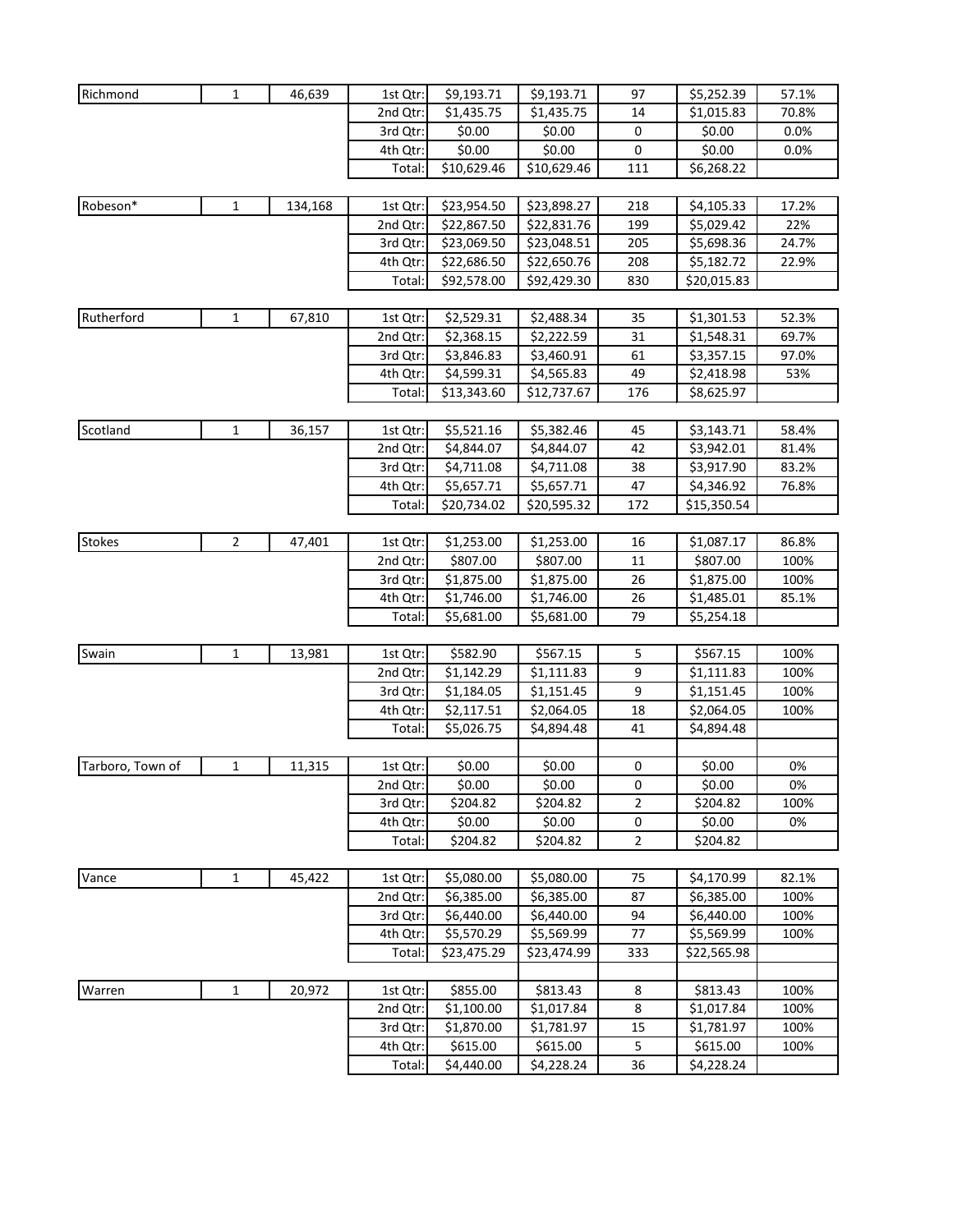| | | | | | | | | |
|---|---|---|---|---|---|---|---|---|
| Richmond | 1 | 46,639 | 1st Qtr: | $9,193.71 | $9,193.71 | 97 | $5,252.39 | 57.1% |
| | | | 2nd Qtr: | $1,435.75 | $1,435.75 | 14 | $1,015.83 | 70.8% |
| | | | 3rd Qtr: | $0.00 | $0.00 | 0 | $0.00 | 0.0% |
| | | | 4th Qtr: | $0.00 | $0.00 | 0 | $0.00 | 0.0% |
| | | | Total: | $10,629.46 | $10,629.46 | 111 | $6,268.22 | |
| Robeson* | 1 | 134,168 | 1st Qtr: | $23,954.50 | $23,898.27 | 218 | $4,105.33 | 17.2% |
| | | | 2nd Qtr: | $22,867.50 | $22,831.76 | 199 | $5,029.42 | 22% |
| | | | 3rd Qtr: | $23,069.50 | $23,048.51 | 205 | $5,698.36 | 24.7% |
| | | | 4th Qtr: | $22,686.50 | $22,650.76 | 208 | $5,182.72 | 22.9% |
| | | | Total: | $92,578.00 | $92,429.30 | 830 | $20,015.83 | |
| Rutherford | 1 | 67,810 | 1st Qtr: | $2,529.31 | $2,488.34 | 35 | $1,301.53 | 52.3% |
| | | | 2nd Qtr: | $2,368.15 | $2,222.59 | 31 | $1,548.31 | 69.7% |
| | | | 3rd Qtr: | $3,846.83 | $3,460.91 | 61 | $3,357.15 | 97.0% |
| | | | 4th Qtr: | $4,599.31 | $4,565.83 | 49 | $2,418.98 | 53% |
| | | | Total: | $13,343.60 | $12,737.67 | 176 | $8,625.97 | |
| Scotland | 1 | 36,157 | 1st Qtr: | $5,521.16 | $5,382.46 | 45 | $3,143.71 | 58.4% |
| | | | 2nd Qtr: | $4,844.07 | $4,844.07 | 42 | $3,942.01 | 81.4% |
| | | | 3rd Qtr: | $4,711.08 | $4,711.08 | 38 | $3,917.90 | 83.2% |
| | | | 4th Qtr: | $5,657.71 | $5,657.71 | 47 | $4,346.92 | 76.8% |
| | | | Total: | $20,734.02 | $20,595.32 | 172 | $15,350.54 | |
| Stokes | 2 | 47,401 | 1st Qtr: | $1,253.00 | $1,253.00 | 16 | $1,087.17 | 86.8% |
| | | | 2nd Qtr: | $807.00 | $807.00 | 11 | $807.00 | 100% |
| | | | 3rd Qtr: | $1,875.00 | $1,875.00 | 26 | $1,875.00 | 100% |
| | | | 4th Qtr: | $1,746.00 | $1,746.00 | 26 | $1,485.01 | 85.1% |
| | | | Total: | $5,681.00 | $5,681.00 | 79 | $5,254.18 | |
| Swain | 1 | 13,981 | 1st Qtr: | $582.90 | $567.15 | 5 | $567.15 | 100% |
| | | | 2nd Qtr: | $1,142.29 | $1,111.83 | 9 | $1,111.83 | 100% |
| | | | 3rd Qtr: | $1,184.05 | $1,151.45 | 9 | $1,151.45 | 100% |
| | | | 4th Qtr: | $2,117.51 | $2,064.05 | 18 | $2,064.05 | 100% |
| | | | Total: | $5,026.75 | $4,894.48 | 41 | $4,894.48 | |
| Tarboro, Town of | 1 | 11,315 | 1st Qtr: | $0.00 | $0.00 | 0 | $0.00 | 0% |
| | | | 2nd Qtr: | $0.00 | $0.00 | 0 | $0.00 | 0% |
| | | | 3rd Qtr: | $204.82 | $204.82 | 2 | $204.82 | 100% |
| | | | 4th Qtr: | $0.00 | $0.00 | 0 | $0.00 | 0% |
| | | | Total: | $204.82 | $204.82 | 2 | $204.82 | |
| Vance | 1 | 45,422 | 1st Qtr: | $5,080.00 | $5,080.00 | 75 | $4,170.99 | 82.1% |
| | | | 2nd Qtr: | $6,385.00 | $6,385.00 | 87 | $6,385.00 | 100% |
| | | | 3rd Qtr: | $6,440.00 | $6,440.00 | 94 | $6,440.00 | 100% |
| | | | 4th Qtr: | $5,570.29 | $5,569.99 | 77 | $5,569.99 | 100% |
| | | | Total: | $23,475.29 | $23,474.99 | 333 | $22,565.98 | |
| Warren | 1 | 20,972 | 1st Qtr: | $855.00 | $813.43 | 8 | $813.43 | 100% |
| | | | 2nd Qtr: | $1,100.00 | $1,017.84 | 8 | $1,017.84 | 100% |
| | | | 3rd Qtr: | $1,870.00 | $1,781.97 | 15 | $1,781.97 | 100% |
| | | | 4th Qtr: | $615.00 | $615.00 | 5 | $615.00 | 100% |
| | | | Total: | $4,440.00 | $4,228.24 | 36 | $4,228.24 | |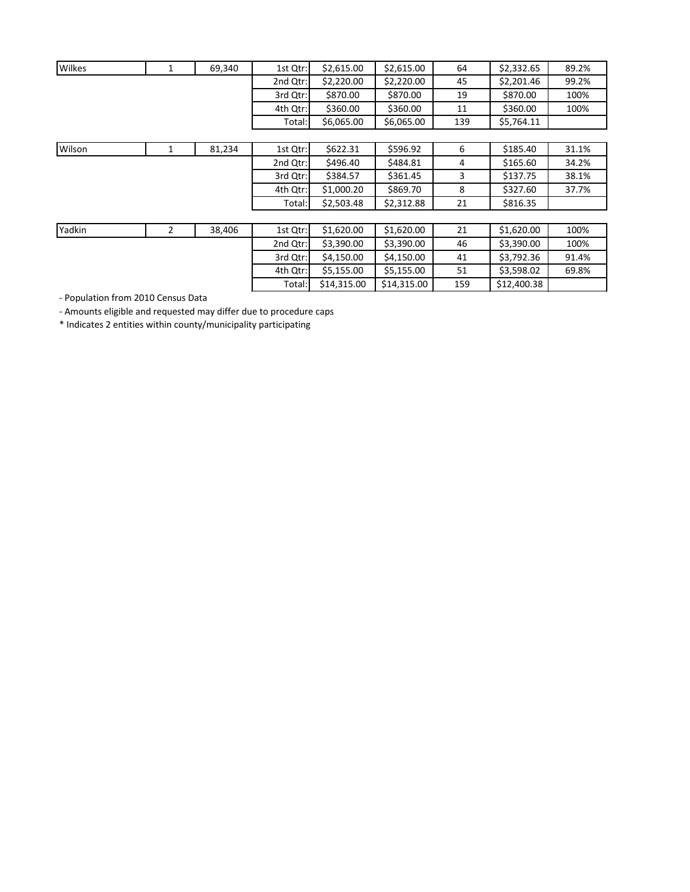| | | | | | | | | |
|---|---|---|---|---|---|---|---|---|
| Wilkes | 1 | 69,340 | 1st Qtr: | $2,615.00 | $2,615.00 | 64 | $2,332.65 | 89.2% |
| | | | 2nd Qtr: | $2,220.00 | $2,220.00 | 45 | $2,201.46 | 99.2% |
| | | | 3rd Qtr: | $870.00 | $870.00 | 19 | $870.00 | 100% |
| | | | 4th Qtr: | $360.00 | $360.00 | 11 | $360.00 | 100% |
| | | | Total: | $6,065.00 | $6,065.00 | 139 | $5,764.11 | |
| Wilson | 1 | 81,234 | 1st Qtr: | $622.31 | $596.92 | 6 | $185.40 | 31.1% |
| | | | 2nd Qtr: | $496.40 | $484.81 | 4 | $165.60 | 34.2% |
| | | | 3rd Qtr: | $384.57 | $361.45 | 3 | $137.75 | 38.1% |
| | | | 4th Qtr: | $1,000.20 | $869.70 | 8 | $327.60 | 37.7% |
| | | | Total: | $2,503.48 | $2,312.88 | 21 | $816.35 | |
| Yadkin | 2 | 38,406 | 1st Qtr: | $1,620.00 | $1,620.00 | 21 | $1,620.00 | 100% |
| | | | 2nd Qtr: | $3,390.00 | $3,390.00 | 46 | $3,390.00 | 100% |
| | | | 3rd Qtr: | $4,150.00 | $4,150.00 | 41 | $3,792.36 | 91.4% |
| | | | 4th Qtr: | $5,155.00 | $5,155.00 | 51 | $3,598.02 | 69.8% |
| | | | Total: | $14,315.00 | $14,315.00 | 159 | $12,400.38 | |

- Population from 2010 Census Data
- Amounts eligible and requested may differ due to procedure caps

* Indicates 2 entities within county/municipality participating